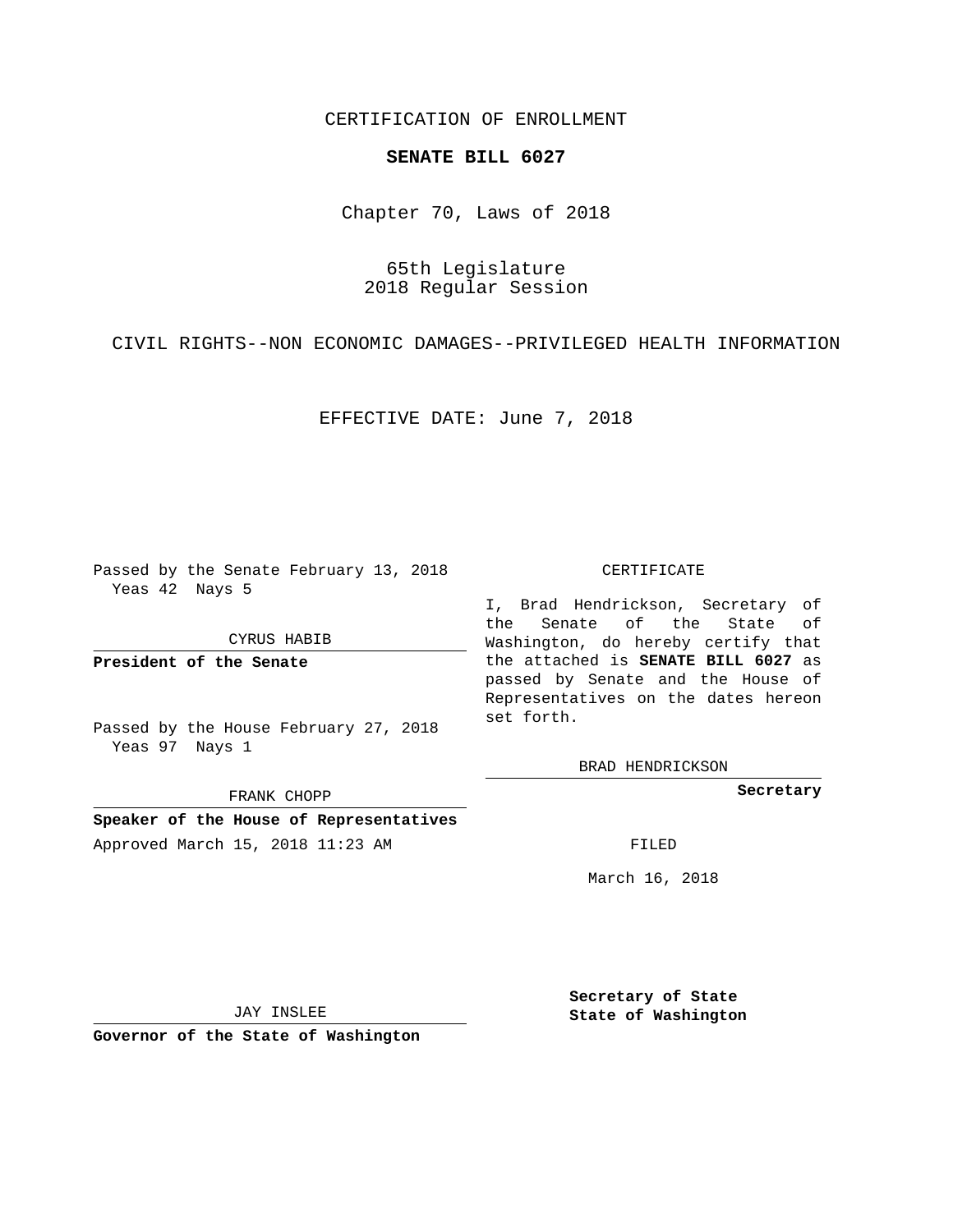CERTIFICATION OF ENROLLMENT

**SENATE BILL 6027**

Chapter 70, Laws of 2018

65th Legislature
2018 Regular Session

CIVIL RIGHTS--NON ECONOMIC DAMAGES--PRIVILEGED HEALTH INFORMATION

EFFECTIVE DATE: June 7, 2018

Passed by the Senate February 13, 2018
Yeas 42 Nays 5

CYRUS HABIB

**President of the Senate**

Passed by the House February 27, 2018
Yeas 97 Nays 1

FRANK CHOPP

**Speaker of the House of Representatives**

Approved March 15, 2018 11:23 AM

JAY INSLEE

**Governor of the State of Washington**

CERTIFICATE

I, Brad Hendrickson, Secretary of the Senate of the State of Washington, do hereby certify that the attached is **SENATE BILL 6027** as passed by Senate and the House of Representatives on the dates hereon set forth.

BRAD HENDRICKSON

**Secretary**

FILED

March 16, 2018

**Secretary of State**
**State of Washington**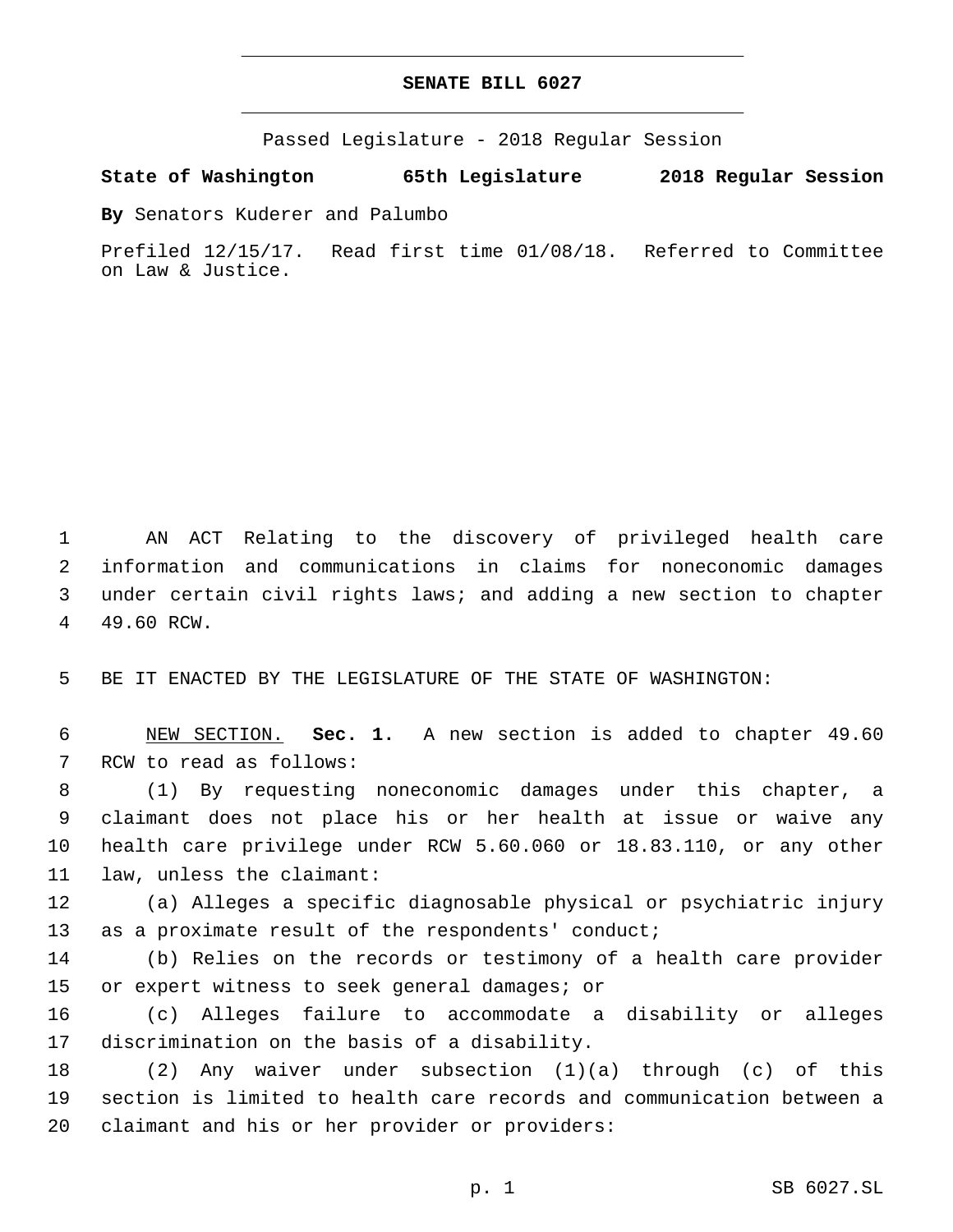# SENATE BILL 6027

Passed Legislature - 2018 Regular Session

**State of Washington 65th Legislature 2018 Regular Session**

**By** Senators Kuderer and Palumbo

Prefiled 12/15/17. Read first time 01/08/18. Referred to Committee on Law & Justice.

AN ACT Relating to the discovery of privileged health care information and communications in claims for noneconomic damages under certain civil rights laws; and adding a new section to chapter 49.60 RCW.

BE IT ENACTED BY THE LEGISLATURE OF THE STATE OF WASHINGTON:

NEW SECTION. **Sec. 1.** A new section is added to chapter 49.60 RCW to read as follows:

(1) By requesting noneconomic damages under this chapter, a claimant does not place his or her health at issue or waive any health care privilege under RCW 5.60.060 or 18.83.110, or any other law, unless the claimant:

(a) Alleges a specific diagnosable physical or psychiatric injury as a proximate result of the respondents' conduct;

(b) Relies on the records or testimony of a health care provider or expert witness to seek general damages; or

(c) Alleges failure to accommodate a disability or alleges discrimination on the basis of a disability.

(2) Any waiver under subsection (1)(a) through (c) of this section is limited to health care records and communication between a claimant and his or her provider or providers: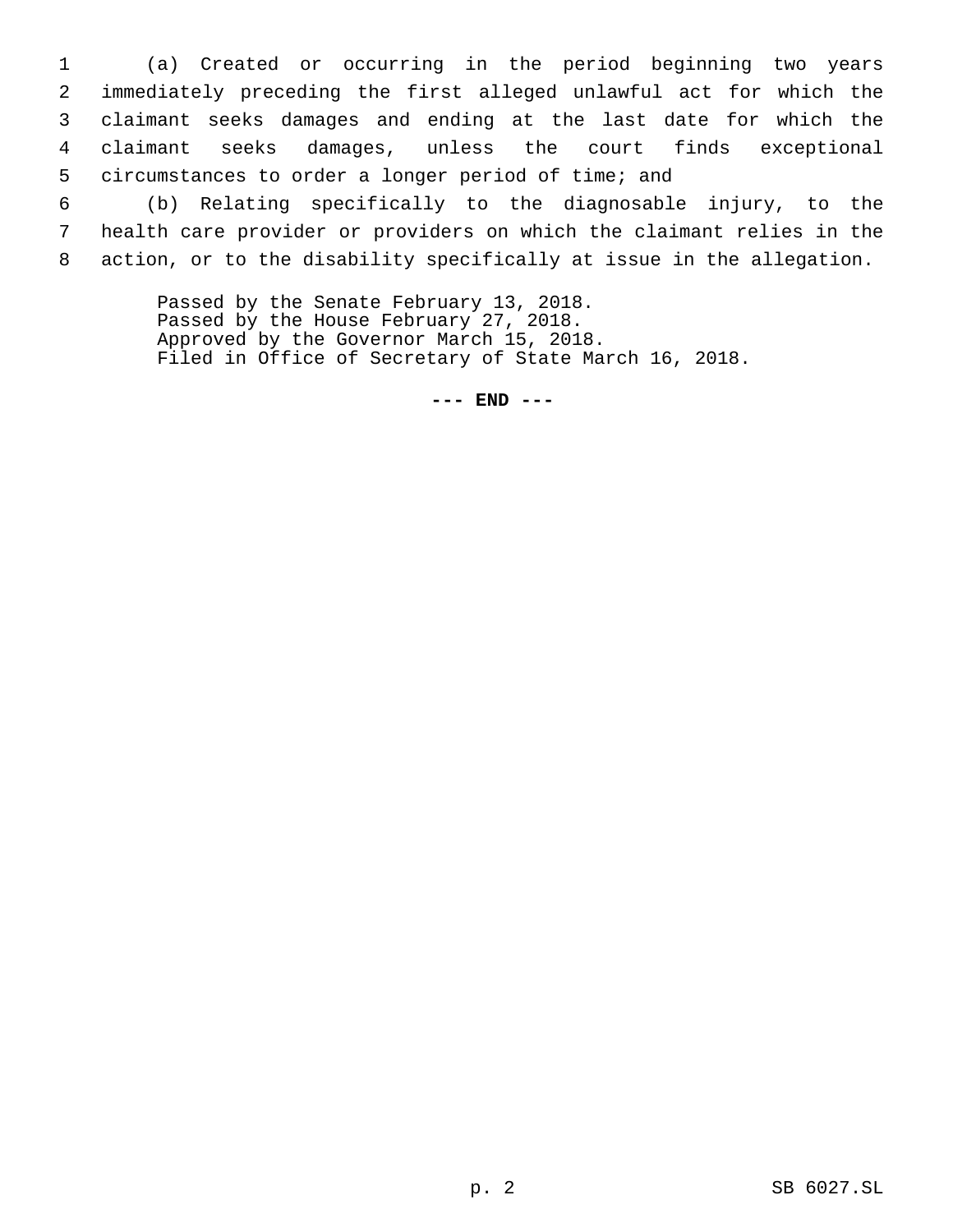(a) Created or occurring in the period beginning two years immediately preceding the first alleged unlawful act for which the claimant seeks damages and ending at the last date for which the claimant seeks damages, unless the court finds exceptional circumstances to order a longer period of time; and

(b) Relating specifically to the diagnosable injury, to the health care provider or providers on which the claimant relies in the action, or to the disability specifically at issue in the allegation.

Passed by the Senate February 13, 2018.
Passed by the House February 27, 2018.
Approved by the Governor March 15, 2018.
Filed in Office of Secretary of State March 16, 2018.

**--- END ---**